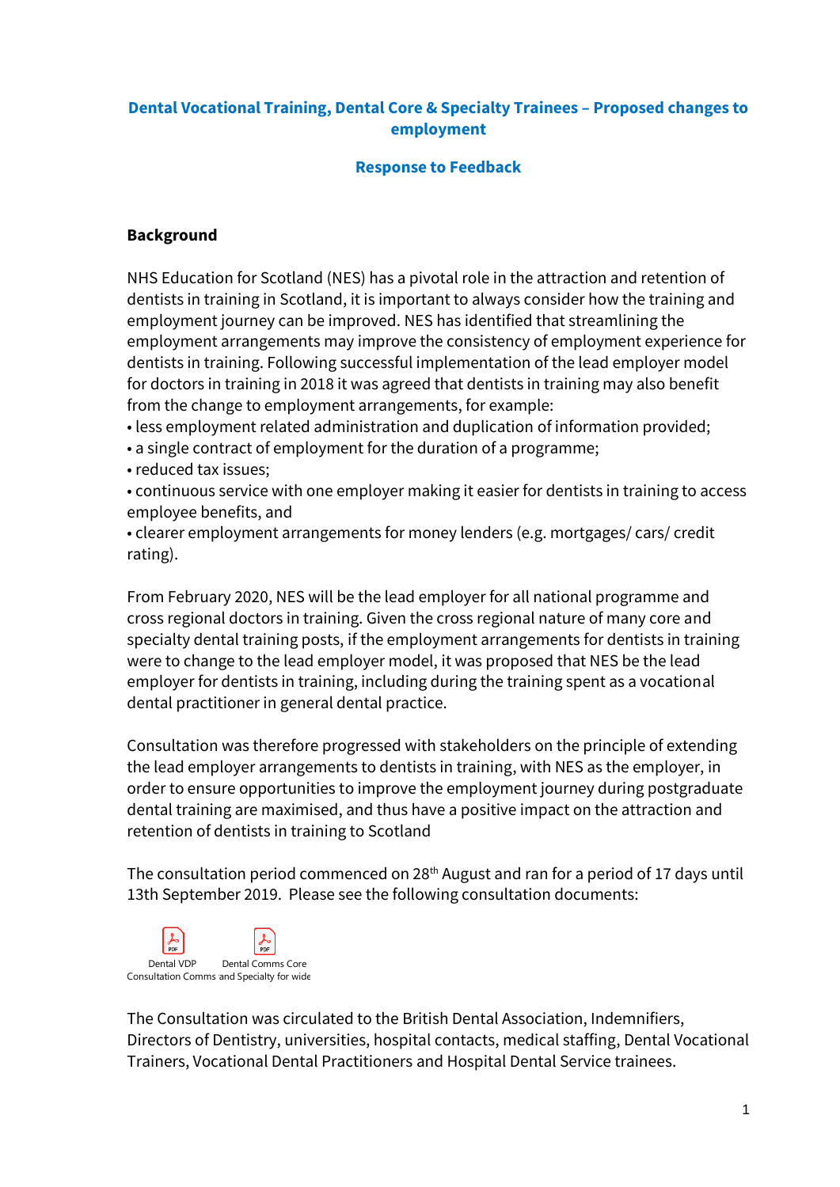**Dental Vocational Training, Dental Core & Specialty Trainees – Proposed changes to employment**

**Response to Feedback**

**Background**

NHS Education for Scotland (NES) has a pivotal role in the attraction and retention of dentists in training in Scotland, it is important to always consider how the training and employment journey can be improved. NES has identified that streamlining the employment arrangements may improve the consistency of employment experience for dentists in training. Following successful implementation of the lead employer model for doctors in training in 2018 it was agreed that dentists in training may also benefit from the change to employment arrangements, for example:

- less employment related administration and duplication of information provided;
- a single contract of employment for the duration of a programme;
- reduced tax issues;
- continuous service with one employer making it easier for dentists in training to access employee benefits, and
- clearer employment arrangements for money lenders (e.g. mortgages/ cars/ credit rating).

From February 2020, NES will be the lead employer for all national programme and cross regional doctors in training. Given the cross regional nature of many core and specialty dental training posts, if the employment arrangements for dentists in training were to change to the lead employer model, it was proposed that NES be the lead employer for dentists in training, including during the training spent as a vocational dental practitioner in general dental practice.

Consultation was therefore progressed with stakeholders on the principle of extending the lead employer arrangements to dentists in training, with NES as the employer, in order to ensure opportunities to improve the employment journey during postgraduate dental training are maximised, and thus have a positive impact on the attraction and retention of dentists in training to Scotland

The consultation period commenced on 28th August and ran for a period of 17 days until 13th September 2019. Please see the following consultation documents:

Dental VDP Consultation Comms | Dental Comms Core and Specialty for wide

The Consultation was circulated to the British Dental Association, Indemnifiers, Directors of Dentistry, universities, hospital contacts, medical staffing, Dental Vocational Trainers, Vocational Dental Practitioners and Hospital Dental Service trainees.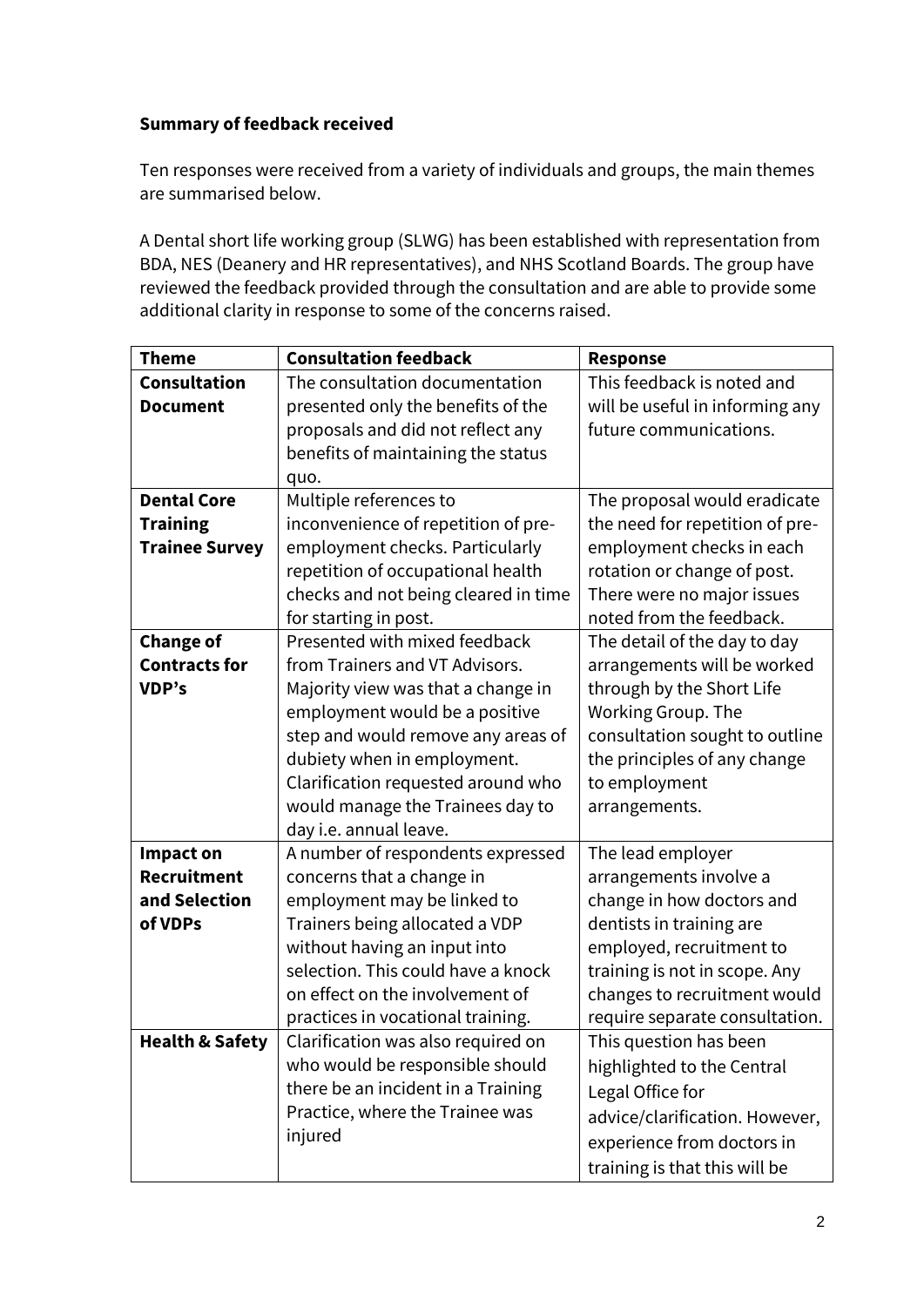**Summary of feedback received**

Ten responses were received from a variety of individuals and groups, the main themes are summarised below.

A Dental short life working group (SLWG) has been established with representation from BDA, NES (Deanery and HR representatives), and NHS Scotland Boards. The group have reviewed the feedback provided through the consultation and are able to provide some additional clarity in response to some of the concerns raised.

| Theme | Consultation feedback | Response |
| --- | --- | --- |
| **Consultation Document** | The consultation documentation presented only the benefits of the proposals and did not reflect any benefits of maintaining the status quo. | This feedback is noted and will be useful in informing any future communications. |
| **Dental Core Training Trainee Survey** | Multiple references to inconvenience of repetition of pre-employment checks. Particularly repetition of occupational health checks and not being cleared in time for starting in post. | The proposal would eradicate the need for repetition of pre-employment checks in each rotation or change of post. There were no major issues noted from the feedback. |
| **Change of Contracts for VDP's** | Presented with mixed feedback from Trainers and VT Advisors. Majority view was that a change in employment would be a positive step and would remove any areas of dubiety when in employment. Clarification requested around who would manage the Trainees day to day i.e. annual leave. | The detail of the day to day arrangements will be worked through by the Short Life Working Group. The consultation sought to outline the principles of any change to employment arrangements. |
| **Impact on Recruitment and Selection of VDPs** | A number of respondents expressed concerns that a change in employment may be linked to Trainers being allocated a VDP without having an input into selection. This could have a knock on effect on the involvement of practices in vocational training. | The lead employer arrangements involve a change in how doctors and dentists in training are employed, recruitment to training is not in scope. Any changes to recruitment would require separate consultation. |
| **Health & Safety** | Clarification was also required on who would be responsible should there be an incident in a Training Practice, where the Trainee was injured | This question has been highlighted to the Central Legal Office for advice/clarification. However, experience from doctors in training is that this will be |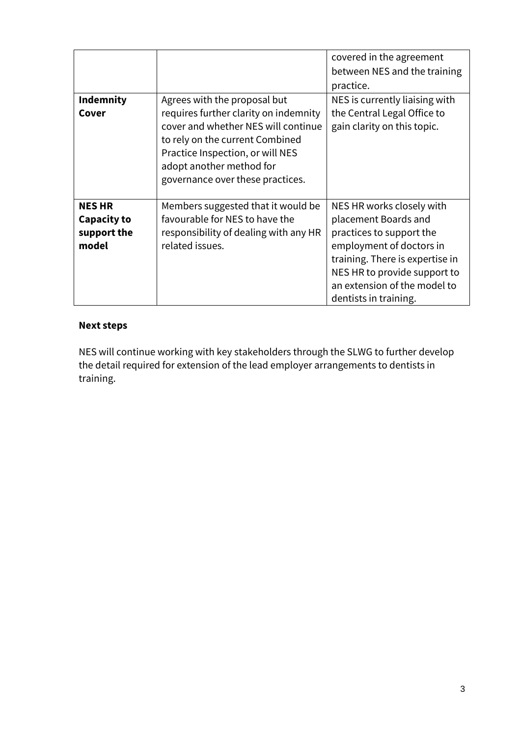| | | |
|---|---|---|
| | | covered in the agreement between NES and the training practice. |
| **Indemnity Cover** | Agrees with the proposal but requires further clarity on indemnity cover and whether NES will continue to rely on the current Combined Practice Inspection, or will NES adopt another method for governance over these practices. | NES is currently liaising with the Central Legal Office to gain clarity on this topic. |
| **NES HR Capacity to support the model** | Members suggested that it would be favourable for NES to have the responsibility of dealing with any HR related issues. | NES HR works closely with placement Boards and practices to support the employment of doctors in training. There is expertise in NES HR to provide support to an extension of the model to dentists in training. |

**Next steps**

NES will continue working with key stakeholders through the SLWG to further develop the detail required for extension of the lead employer arrangements to dentists in training.